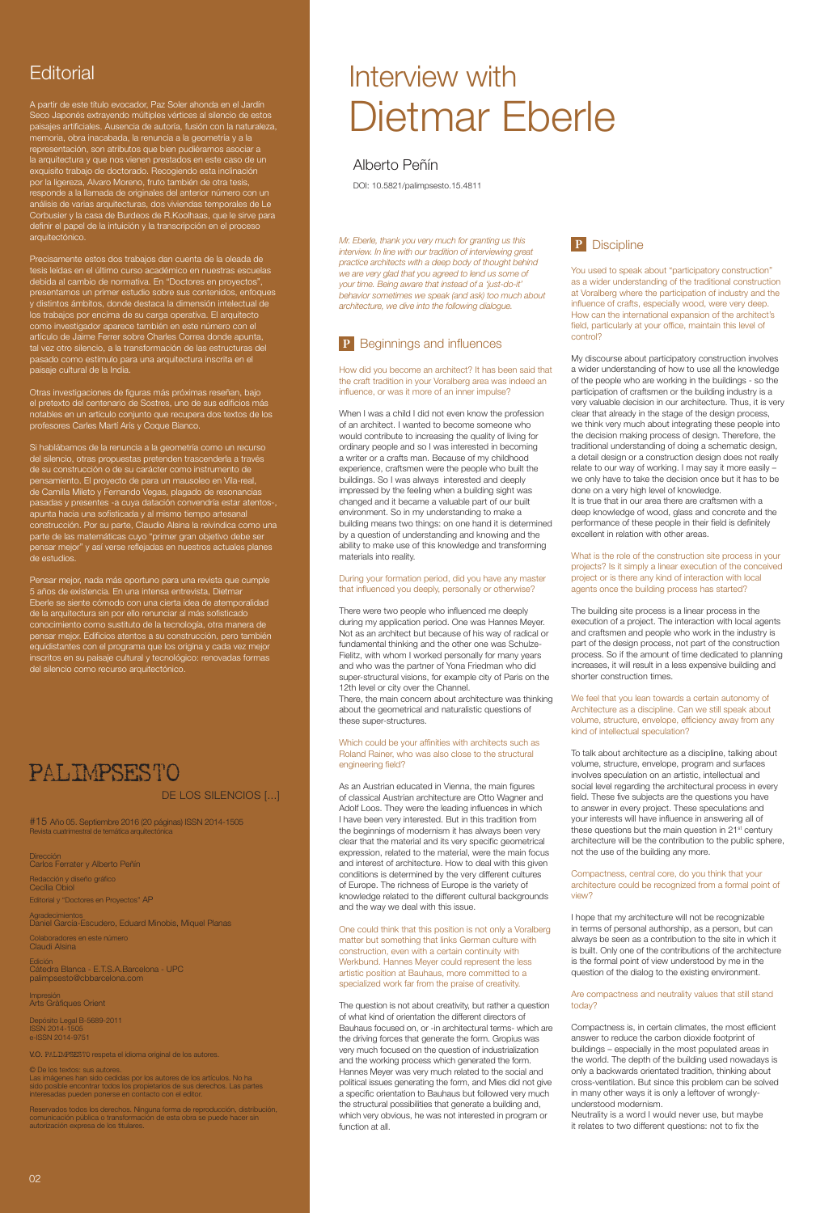## Editorial

A partir de este título evocador, Paz Soler ahonda en el Jardín Seco Japonés extrayendo múltiples vértices al silencio de estos paisajes artificiales. Ausencia de autoría, fusión con la naturaleza, memoria, obra inacabada, la renuncia a la geometría y a la representación, son atributos que bien pudiéramos asociar a la arquitectura y que nos vienen prestados en este caso de un exquisito trabajo de doctorado. Recogiendo esta inclinación por la ligereza, Alvaro Moreno, fruto también de otra tesis, responde a la llamada de originales del anterior número con un análisis de varias arquitecturas, dos viviendas temporales de Le Corbusier y la casa de Burdeos de R.Koolhaas, que le sirve para definir el papel de la intuición y la transcripción en el proceso arquitectónico.

Precisamente estos dos trabajos dan cuenta de la oleada de tesis leídas en el último curso académico en nuestras escuelas debida al cambio de normativa. En "Doctores en proyectos", presentamos un primer estudio sobre sus contenidos, enfoques y distintos ámbitos, donde destaca la dimensión intelectual de los trabajos por encima de su carga operativa. El arquitecto como investigador aparece también en este número con el artículo de Jaime Ferrer sobre Charles Correa donde apunta, tal vez otro silencio, a la transformación de las estructuras del pasado como estímulo para una arquitectura inscrita en el paisaje cultural de la India.

Otras investigaciones de figuras más próximas reseñan, bajo el pretexto del centenario de Sostres, uno de sus edificios más notables en un artículo conjunto que recupera dos textos de los profesores Carles Martí Arís y Coque Bianco.

Si hablábamos de la renuncia a la geometría como un recurso del silencio, otras propuestas pretenden trascenderla a través de su construcción o de su carácter como instrumento de pensamiento. El proyecto de para un mausoleo en Vila-real, de Camilla Mileto y Fernando Vegas, plagado de resonancias pasadas y presentes -a cuya datación convendría estar atentos-, apunta hacia una sofisticada y al mismo tiempo artesanal construcción. Por su parte, Claudio Alsina la reivindica como una parte de las matemáticas cuyo "primer gran objetivo debe ser pensar mejor" y así verse reflejadas en nuestros actuales planes de estudios.

Pensar mejor, nada más oportuno para una revista que cumple 5 años de existencia. En una intensa entrevista, Dietmar Eberle se siente cómodo con una cierta idea de atemporalidad de la arquitectura sin por ello renunciar al más sofisticado conocimiento como sustituto de la tecnología, otra manera de pensar mejor. Edificios atentos a su construcción, pero también equidistantes con el programa que los origina y cada vez mejor inscritos en su paisaje cultural y tecnológico: renovadas formas del silencio como recurso arquitectónico.

PALIMPSESTO

DE LOS SILENCIOS [...]

#15 Año 05. Septiembre 2016 (20 páginas) ISSN 2014-1505
Revista cuatrimestral de temática arquitectónica

Dirección
Carlos Ferrater y Alberto Peñín

Redacción y diseño gráfico
Cecilia Obiol

Editorial y "Doctores en Proyectos" AP

Agradecimientos
Daniel García-Escudero, Eduard Minobis, Miquel Planas

Colaboradores en este número
Claudi Alsina

Edición
Cátedra Blanca - E.T.S.A.Barcelona - UPC
palimpsesto@cbbarcelona.com

Impresión
Arts Gràfiques Orient

Depósito Legal B-5689-2011
ISSN 2014-1505
e-ISSN 2014-9751

V.O. PALIMPSESTO respeta el idioma original de los autores.

© De los textos: sus autores.
Las imágenes han sido cedidas por los autores de los artículos. No ha sido posible encontrar todos los propietarios de sus derechos. Las partes interesadas pueden ponerse en contacto con el editor.

Reservados todos los derechos. Ninguna forma de reproducción, distribución, comunicación pública o transformación de esta obra se puede hacer sin autorización expresa de los titulares.

# Interview with Dietmar Eberle

### Alberto Peñín

DOI: 10.5821/palimpsesto.15.4811

*Mr. Eberle, thank you very much for granting us this interview. In line with our tradition of interviewing great practice architects with a deep body of thought behind we are very glad that you agreed to lend us some of your time. Being aware that instead of a 'just-do-it' behavior sometimes we speak (and ask) too much about architecture, we dive into the following dialogue.*

## P Beginnings and influences

How did you become an architect? It has been said that the craft tradition in your Voralberg area was indeed an influence, or was it more of an inner impulse?

When I was a child I did not even know the profession of an architect. I wanted to become someone who would contribute to increasing the quality of living for ordinary people and so I was interested in becoming a writer or a crafts man. Because of my childhood experience, craftsmen were the people who built the buildings. So I was always interested and deeply impressed by the feeling when a building sight was changed and it became a valuable part of our built environment. So in my understanding to make a building means two things: on one hand it is determined by a question of understanding and knowing and the ability to make use of this knowledge and transforming materials into reality.

During your formation period, did you have any master that influenced you deeply, personally or otherwise?

There were two people who influenced me deeply during my application period. One was Hannes Meyer. Not as an architect but because of his way of radical or fundamental thinking and the other one was Schulze-Fielitz, with whom I worked personally for many years and who was the partner of Yona Friedman who did super-structural visions, for example city of Paris on the 12th level or city over the Channel.
There, the main concern about architecture was thinking about the geometrical and naturalistic questions of these super-structures.

Which could be your affinities with architects such as Roland Rainer, who was also close to the structural engineering field?

As an Austrian educated in Vienna, the main figures of classical Austrian architecture are Otto Wagner and Adolf Loos. They were the leading influences in which I have been very interested. But in this tradition from the beginnings of modernism it has always been very clear that the material and its very specific geometrical expression, related to the material, were the main focus and interest of architecture. How to deal with this given conditions is determined by the very different cultures of Europe. The richness of Europe is the variety of knowledge related to the different cultural backgrounds and the way we deal with this issue.

One could think that this position is not only a Voralberg matter but something that links German culture with construction, even with a certain continuity with Werkbund. Hannes Meyer could represent the less artistic position at Bauhaus, more committed to a specialized work far from the praise of creativity.

The question is not about creativity, but rather a question of what kind of orientation the different directors of Bauhaus focused on, or -in architectural terms- which are the driving forces that generate the form. Gropius was very much focused on the question of industrialization and the working process which generated the form. Hannes Meyer was very much related to the social and political issues generating the form, and Mies did not give a specific orientation to Bauhaus but followed very much the structural possibilities that generate a building and, which very obvious, he was not interested in program or function at all.

## P Discipline

You used to speak about "participatory construction" as a wider understanding of the traditional construction at Voralberg where the participation of industry and the influence of crafts, especially wood, were very deep. How can the international expansion of the architect's field, particularly at your office, maintain this level of control?

My discourse about participatory construction involves a wider understanding of how to use all the knowledge of the people who are working in the buildings - so the participation of craftsmen or the building industry is a very valuable decision in our architecture. Thus, it is very clear that already in the stage of the design process, we think very much about integrating these people into the decision making process of design. Therefore, the traditional understanding of doing a schematic design, a detail design or a construction design does not really relate to our way of working. I may say it more easily – we only have to take the decision once but it has to be done on a very high level of knowledge.
It is true that in our area there are craftsmen with a deep knowledge of wood, glass and concrete and the performance of these people in their field is definitely excellent in relation with other areas.

What is the role of the construction site process in your projects? Is it simply a linear execution of the conceived project or is there any kind of interaction with local agents once the building process has started?

The building site process is a linear process in the execution of a project. The interaction with local agents and craftsmen and people who work in the industry is part of the design process, not part of the construction process. So if the amount of time dedicated to planning increases, it will result in a less expensive building and shorter construction times.

We feel that you lean towards a certain autonomy of Architecture as a discipline. Can we still speak about volume, structure, envelope, efficiency away from any kind of intellectual speculation?

To talk about architecture as a discipline, talking about volume, structure, envelope, program and surfaces involves speculation on an artistic, intellectual and social level regarding the architectural process in every field. These five subjects are the questions you have to answer in every project. These speculations and your interests will have influence in answering all of these questions but the main question in 21st century architecture will be the contribution to the public sphere, not the use of the building any more.

Compactness, central core, do you think that your architecture could be recognized from a formal point of view?

I hope that my architecture will not be recognizable in terms of personal authorship, as a person, but can always be seen as a contribution to the site in which it is built. Only one of the contributions of the architecture is the formal point of view understood by me in the question of the dialog to the existing environment.

Are compactness and neutrality values that still stand today?

Compactness is, in certain climates, the most efficient answer to reduce the carbon dioxide footprint of buildings – especially in the most populated areas in the world. The depth of the building used nowadays is only a backwards orientated tradition, thinking about cross-ventilation. But since this problem can be solved in many other ways it is only a leftover of wrongly-understood modernism.
Neutrality is a word I would never use, but maybe it relates to two different questions: not to fix the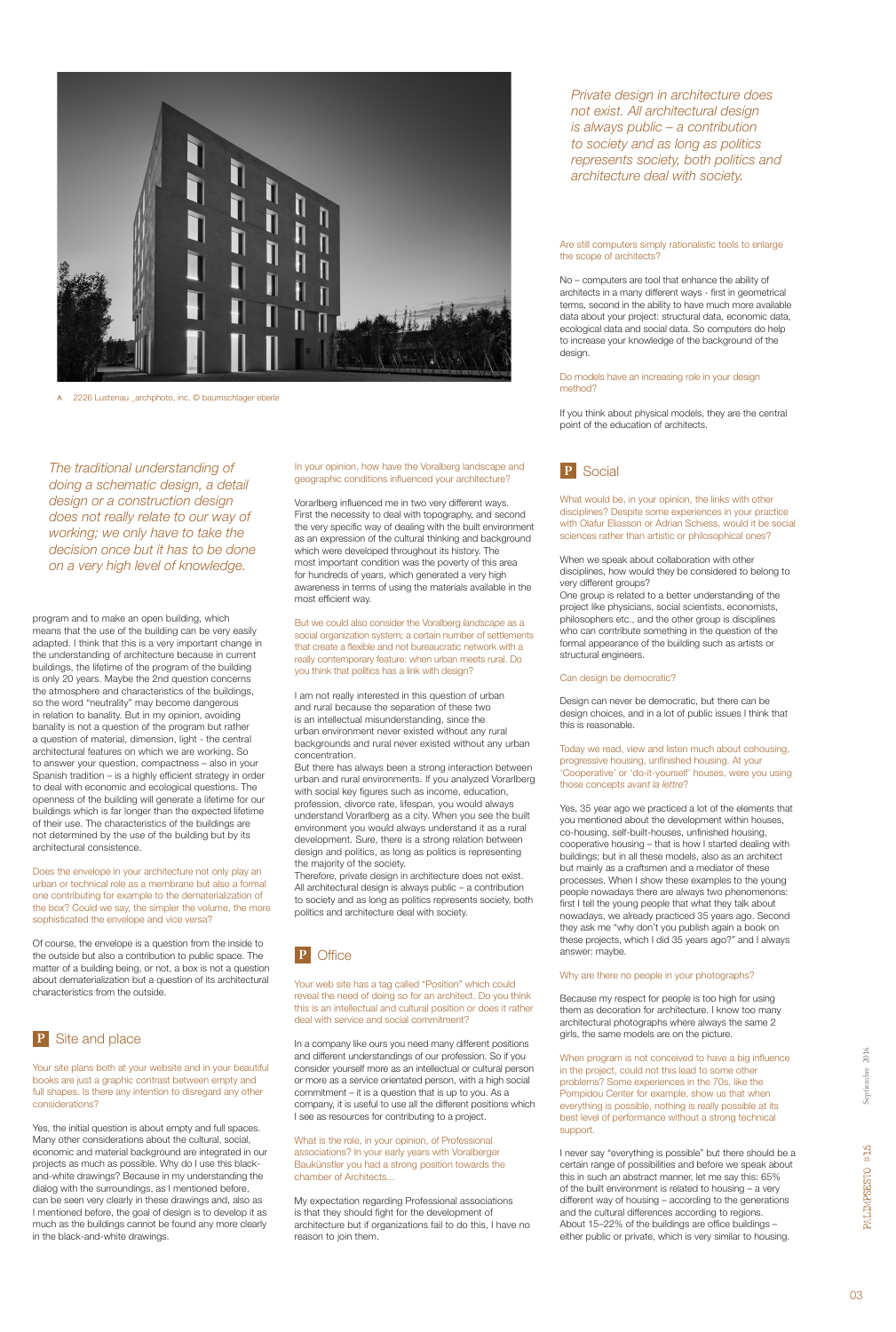^ 2226 Lustenau _archphoto, inc. © baumschlager eberle

*The traditional understanding of doing a schematic design, a detail design or a construction design does not really relate to our way of working; we only have to take the decision once but it has to be done on a very high level of knowledge.*

program and to make an open building, which means that the use of the building can be very easily adapted. I think that this is a very important change in the understanding of architecture because in current buildings, the lifetime of the program of the building is only 20 years. Maybe the 2nd question concerns the atmosphere and characteristics of the buildings, so the word "neutrality" may become dangerous in relation to banality. But in my opinion, avoiding banality is not a question of the program but rather a question of material, dimension, light - the central architectural features on which we are working. So to answer your question, compactness – also in your Spanish tradition – is a highly efficient strategy in order to deal with economic and ecological questions. The openness of the building will generate a lifetime for our buildings which is far longer than the expected lifetime of their use. The characteristics of the buildings are not determined by the use of the building but by its architectural consistence.

Does the envelope in your architecture not only play an urban or technical role as a membrane but also a formal one contributing for example to the dematerialization of the box? Could we say, the simpler the volume, the more sophisticated the envelope and vice versa?

Of course, the envelope is a question from the inside to the outside but also a contribution to public space. The matter of a building being, or not, a box is not a question about dematerialization but a question of its architectural characteristics from the outside.

## P Site and place

Your site plans both at your website and in your beautiful books are just a graphic contrast between empty and full shapes. Is there any intention to disregard any other considerations?

Yes, the initial question is about empty and full spaces. Many other considerations about the cultural, social, economic and material background are integrated in our projects as much as possible. Why do I use this black-and-white drawings? Because in my understanding the dialog with the surroundings, as I mentioned before, can be seen very clearly in these drawings and, also as I mentioned before, the goal of design is to develop it as much as the buildings cannot be found any more clearly in the black-and-white drawings.

In your opinion, how have the Voralberg landscape and geographic conditions influenced your architecture?

Vorarlberg influenced me in two very different ways. First the necessity to deal with topography, and second the very specific way of dealing with the built environment as an expression of the cultural thinking and background which were developed throughout its history. The most important condition was the poverty of this area for hundreds of years, which generated a very high awareness in terms of using the materials available in the most efficient way.

But we could also consider the Voralberg *landscape* as a social organization system; a certain number of settlements that create a flexible and not bureaucratic network with a really contemporary feature: when urban meets rural. Do you think that politics has a link with design?

I am not really interested in this question of urban and rural because the separation of these two is an intellectual misunderstanding, since the urban environment never existed without any rural backgrounds and rural never existed without any urban concentration.
But there has always been a strong interaction between urban and rural environments. If you analyzed Vorarlberg with social key figures such as income, education, profession, divorce rate, lifespan, you would always understand Vorarlberg as a city. When you see the built environment you would always understand it as a rural development. Sure, there is a strong relation between design and politics, as long as politics is representing the majority of the society.
Therefore, private design in architecture does not exist. All architectural design is always public – a contribution to society and as long as politics represents society, both politics and architecture deal with society.

## P Office

Your web site has a tag called "Position" which could reveal the need of doing so for an architect. Do you think this is an intellectual and cultural position or does it rather deal with service and social commitment?

In a company like ours you need many different positions and different understandings of our profession. So if you consider yourself more as an intellectual or cultural person or more as a service orientated person, with a high social commitment – it is a question that is up to you. As a company, it is useful to use all the different positions which I see as resources for contributing to a project.

What is the role, in your opinion, of Professional associations? In your early years with Voralberger Baukünstler you had a strong position towards the chamber of Architects...

My expectation regarding Professional associations is that they should fight for the development of architecture but if organizations fail to do this, I have no reason to join them.

*Private design in architecture does not exist. All architectural design is always public – a contribution to society and as long as politics represents society, both politics and architecture deal with society.*

Are still computers simply rationalistic tools to enlarge the scope of architects?

No – computers are tool that enhance the ability of architects in a many different ways - first in geometrical terms, second in the ability to have much more available data about your project: structural data, economic data, ecological data and social data. So computers do help to increase your knowledge of the background of the design.

Do models have an increasing role in your design method?

If you think about physical models, they are the central point of the education of architects.

## P Social

What would be, in your opinion, the links with other disciplines? Despite some experiences in your practice with Olafur Eliasson or Adrian Schiess, would it be social sciences rather than artistic or philosophical ones?

When we speak about collaboration with other disciplines, how would they be considered to belong to very different groups?
One group is related to a better understanding of the project like physicians, social scientists, economists, philosophers etc., and the other group is disciplines who can contribute something in the question of the formal appearance of the building such as artists or structural engineers.

Can design be democratic?

Design can never be democratic, but there can be design choices, and in a lot of public issues I think that this is reasonable.

Today we read, view and listen much about cohousing, progressive housing, unfinished housing. At your 'Cooperative' or 'do-it-yourself' houses, were you using those concepts *avant la lettre*?

Yes, 35 year ago we practiced a lot of the elements that you mentioned about the development within houses, co-housing, self-built-houses, unfinished housing, cooperative housing – that is how I started dealing with buildings; but in all these models, also as an architect but mainly as a craftsmen and a mediator of these processes. When I show these examples to the young people nowadays there are always two phenomenons: first I tell the young people that what they talk about nowadays, we already practiced 35 years ago. Second they ask me "why don't you publish again a book on these projects, which I did 35 years ago?" and I always answer: maybe.

Why are there no people in your photographs?

Because my respect for people is too high for using them as decoration for architecture. I know too many architectural photographs where always the same 2 girls, the same models are on the picture.

When program is not conceived to have a big influence in the project, could not this lead to some other problems? Some experiences in the 70s, like the Pompidou Center for example, show us that when everything is possible, nothing is really possible at its best level of performance without a strong technical support.

I never say "everything is possible" but there should be a certain range of possibilities and before we speak about this in such an abstract manner, let me say this: 65% of the built environment is related to housing – a very different way of housing – according to the generations and the cultural differences according to regions. About 15–22% of the buildings are office buildings – either public or private, which is very similar to housing.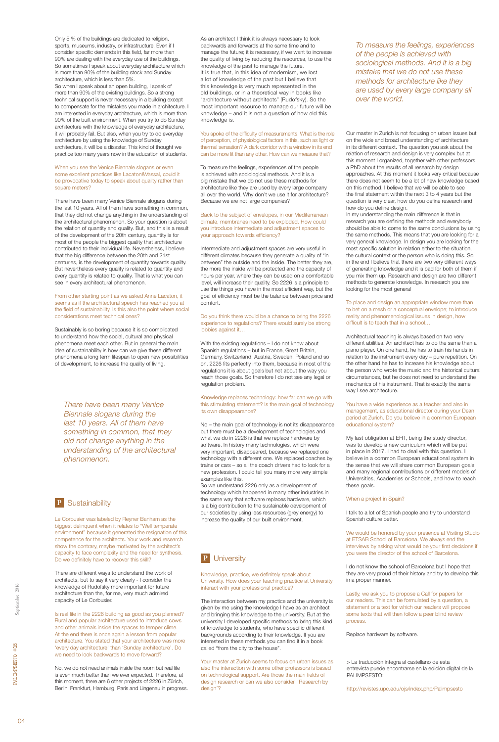Only 5 % of the buildings are dedicated to religion, sports, museums, industry, or infrastructure. Even if I consider specific demands in this field, far more than 90% are dealing with the everyday use of the buildings. So sometimes I speak about everyday architecture which is more than 90% of the building stock and Sunday architecture, which is less than 5%.
So when I speak about an open building, I speak of more than 90% of the existing buildings. So a strong technical support is never necessary in a building except to compensate for the mistakes you made in architecture. I am interested in everyday architecture, which is more than 90% of the built environment. When you try to do Sunday architecture with the knowledge of everyday architecture, it will probably fail. But also, when you try to do everyday architecture by using the knowledge of Sunday architecture, it will be a disaster. This kind of thought we practice too many years now in the education of students.

When you see the Venice Biennale slogans or even some excellent practices like Lacaton&Vassal, could it be provocative today to speak about quality rather than square meters?

There have been many Venice Biennale slogans during the last 10 years. All of them have something in common, that they did not change anything in the understanding of the architectural phenomenon. So your question is about the relation of quantity and quality. But, and this is a result of the development of the 20th century, quantity is for most of the people the biggest quality that architecture contributed to their individual life. Nevertheless, I believe that the big difference between the 20th and 21st centuries, is the development of quantity towards quality. But nevertheless every quality is related to quantity and every quantity is related to quality. That is what you can see in every architectural phenomenon.

From other starting point as we asked Anne Lacaton, it seems as if the architectural speech has reached you at the field of sustainability. Is this also the point where social considerations meet technical ones?

Sustainably is so boring because it is so complicated to understand how the social, cultural and physical phenomena meet each other. But in general the main idea of sustainability is how can we give these different phenomena a long term lifespan to open new possibilities of development, to increase the quality of living.

*There have been many Venice Biennale slogans during the last 10 years. All of them have something in common, that they did not change anything in the understanding of the architectural phenomenon.*

## P Sustainability

Le Corbusier was labeled by Reyner Banham as the biggest delinquent when it relates to "Well temperate environment" because it generated the resignation of this competence for the architects. Your work and research show the contrary, maybe motivated by the architect's capacity to face complexity and the need for synthesis. Do we definitely have to recover this skill?

There are different ways to understand the work of architects, but to say it very clearly - I consider the knowledge of Rudofsky more important for future architecture than the, for me, very much admired capacity of Le Corbusier.

Is real life in the 2226 building as good as you planned? Rural and popular architecture used to introduce cows and other animals inside the spaces to temper clime. At the end there is once again a lesson from popular architecture. You stated that your architecture was more 'every day architecture' than 'Sunday architecture'. Do we need to look backwards to move forward?

No, we do not need animals inside the room but real life is even much better than we ever expected. Therefore, at this moment, there are 6 other projects of 2226 in Zürich, Berlin, Frankfurt, Hamburg, Paris and Lingenau in progress.

As an architect I think it is always necessary to look backwards and forwards at the same time and to manage the future; it is necessary, if we want to increase the quality of living by reducing the resources, to use the knowledge of the past to manage the future.
It is true that, in this idea of modernism, we lost a lot of knowledge of the past but I believe that this knowledge is very much represented in the old buildings, or in a theoretical way in books like "architecture without architects" (Rudofsky). So the most important resource to manage our future will be knowledge – and it is not a question of how old this knowledge is.

You spoke of the difficulty of measurements. What is the role of perception, of physiological factors in this, such as light or thermal sensation? A dark corridor with a window in its end can be more lit than any other. How can we measure that?

To measure the feelings, experiences of the people is achieved with sociological methods. And it is a big mistake that we do not use these methods for architecture like they are used by every large company all over the world. Why don't we use it for architecture? Because we are not large companies?

Back to the subject of envelopes, in our Mediterranean climate, membranes need to be exploded. How could you introduce intermediate and adjustment spaces to your approach towards efficiency?

Intermediate and adjustment spaces are very useful in different climates because they generate a quality of "in between" the outside and the inside. The better they are, the more the inside will be protected and the capacity of hours per year, where they can be used on a comfortable level, will increase their quality. So 2226 is a principle to use the things you have in the most efficient way, but the goal of efficiency must be the balance between price and comfort.

Do you think there would be a chance to bring the 2226 experience to regulations? There would surely be strong lobbies against it…

With the existing regulations – I do not know about Spanish regulations – but in France, Great Britain, Germany, Switzerland, Austria, Sweden, Poland and so on, 2226 fits perfectly into them, because in most of the regulations it is about goals but not about the way you reach those goals. So therefore I do not see any legal or regulation problem.

Knowledge replaces technology: how far can we go with this stimulating statement? Is the main goal of technology its own disappearance?

No – the main goal of technology is not its disappearance but there must be a development of technologies and what we do in 2226 is that we replace hardware by software. In history many technologies, which were very important, disappeared, because we replaced one technology with a different one. We replaced coaches by trains or cars – so all the coach drivers had to look for a new profession. I could tell you many more very simple examples like this.
So we understand 2226 only as a development of technology which happened in many other industries in the same way that software replaces hardware, which is a big contribution to the sustainable development of our societies by using less resources (grey energy) to increase the quality of our built environment.

## P University

Knowledge, practice, we definitely speak about University. How does your teaching practice at University interact with your professional practice?

The interaction between my practice and the university is given by me using the knowledge I have as an architect and bringing this knowledge to the university. But at the university I developed specific methods to bring this kind of knowledge to students, who have specific different backgrounds according to their knowledge. If you are interested in these methods you can find it in a book called "from the city to the house".

Your master at Zurich seems to focus on urban issues as also the interaction with some other professors is based on technological support. Are those the main fields of design research or can we also consider, 'Research by design'?

*To measure the feelings, experiences of the people is achieved with sociological methods. And it is a big mistake that we do not use these methods for architecture like they are used by every large company all over the world.*

Our master in Zurich is not focusing on urban issues but on the wide and broad understanding of architecture in its different context. The question you ask about the relation of research and design is very complex but at this moment I organized, together with other professors, a PhD about the results of all research by design approaches. At this moment it looks very critical because there does not seem to be a lot of new knowledge based on this method. I believe that we will be able to see the final statement within the next 3 to 4 years but the question is very clear, how do you define research and how do you define design.
In my understanding the main difference is that in research you are defining the methods and everybody should be able to come to the same conclusions by using the same methods. This means that you are looking for a very general knowledge. In design you are looking for the most specific solution in relation either to the situation, the cultural context or the person who is doing this. So in the end I believe that there are two very different ways of generating knowledge and it is bad for both of them if you mix them up. Research and design are two different methods to generate knowledge. In research you are looking for the most general

To place and design an appropriate window more than to bet on a mesh or a conceptual envelope; to introduce reality and phenomenological issues in design, how difficult is to teach that in a school…

Architectural teaching is always based on two very different abilities. An architect has to do the same than a piano player. On one hand, he has to train his hands in relation to the instrument every day – pure repetition. On the other hand he has to increase his knowledge about the person who wrote the music and the historical cultural circumstances, but he does not need to understand the mechanics of his instrument. That is exactly the same way I see architecture.

You have a wide experience as a teacher and also in management, as educational director during your Dean period at Zurich. Do you believe in a common European educational system?

My last obligation at EHT, being the study director, was to develop a new curriculum which will be put in place in 2017. I had to deal with this question. I believe in a common European educational system in the sense that we will share common European goals and many regional contributions or different models of Universities, Academies or Schools, and how to reach these goals.

When a project in Spain?

I talk to a lot of Spanish people and try to understand Spanish culture better.

We would be honored by your presence at Visiting Studio at ETSAB School of Barcelona. We always end the interviews by asking what would be your first decisions if you were the director of the school of Barcelona.

I do not know the school of Barcelona but I hope that they are very proud of their history and try to develop this in a proper manner.

Lastly, we ask you to propose a Call for papers for our readers. This can be formulated by a question, a statement or a text for which our readers will propose some texts that will then follow a peer blind review process.

Replace hardware by software.

> La traducción íntegra al castellano de esta entrevista puede encontrarse en la edición digital de la PALIMPSESTO:

http://revistes.upc.edu/ojs/index.php/Palimpsesto